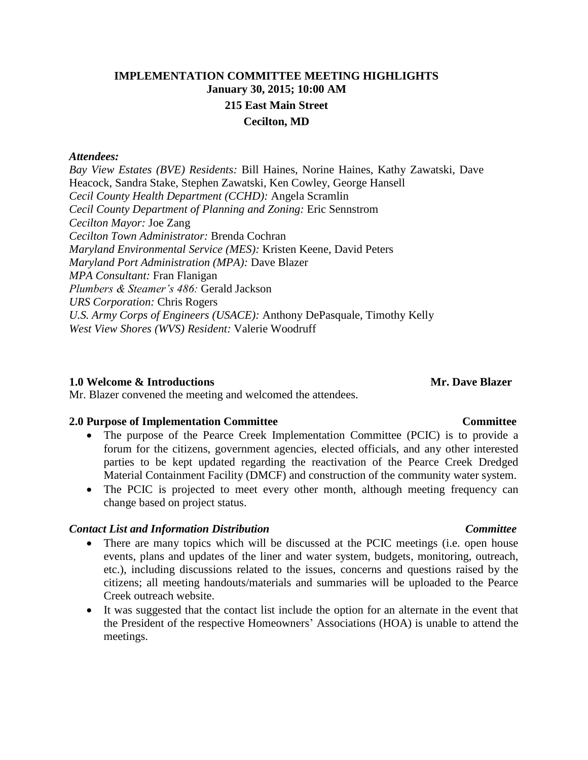# IMPLEMENTATION COMMITTEE MEETING HIGHLIGHTS

**January 30, 2015; 10:00 AM**

**215 East Main Street**

**Cecilton, MD**

***Attendees:***

*Bay View Estates (BVE) Residents:* Bill Haines, Norine Haines, Kathy Zawatski, Dave Heacock, Sandra Stake, Stephen Zawatski, Ken Cowley, George Hansell
*Cecil County Health Department (CCHD):* Angela Scramlin
*Cecil County Department of Planning and Zoning:* Eric Sennstrom
*Cecilton Mayor:* Joe Zang
*Cecilton Town Administrator:* Brenda Cochran
*Maryland Environmental Service (MES):* Kristen Keene, David Peters
*Maryland Port Administration (MPA):* Dave Blazer
*MPA Consultant:* Fran Flanigan
*Plumbers & Steamer's 486:* Gerald Jackson
*URS Corporation:* Chris Rogers
*U.S. Army Corps of Engineers (USACE):* Anthony DePasquale, Timothy Kelly
*West View Shores (WVS) Resident:* Valerie Woodruff

## 1.0 Welcome & Introductions — Mr. Dave Blazer

Mr. Blazer convened the meeting and welcomed the attendees.

## 2.0 Purpose of Implementation Committee — Committee

- The purpose of the Pearce Creek Implementation Committee (PCIC) is to provide a forum for the citizens, government agencies, elected officials, and any other interested parties to be kept updated regarding the reactivation of the Pearce Creek Dredged Material Containment Facility (DMCF) and construction of the community water system.
- The PCIC is projected to meet every other month, although meeting frequency can change based on project status.

### *Contact List and Information Distribution — Committee*

- There are many topics which will be discussed at the PCIC meetings (i.e. open house events, plans and updates of the liner and water system, budgets, monitoring, outreach, etc.), including discussions related to the issues, concerns and questions raised by the citizens; all meeting handouts/materials and summaries will be uploaded to the Pearce Creek outreach website.
- It was suggested that the contact list include the option for an alternate in the event that the President of the respective Homeowners' Associations (HOA) is unable to attend the meetings.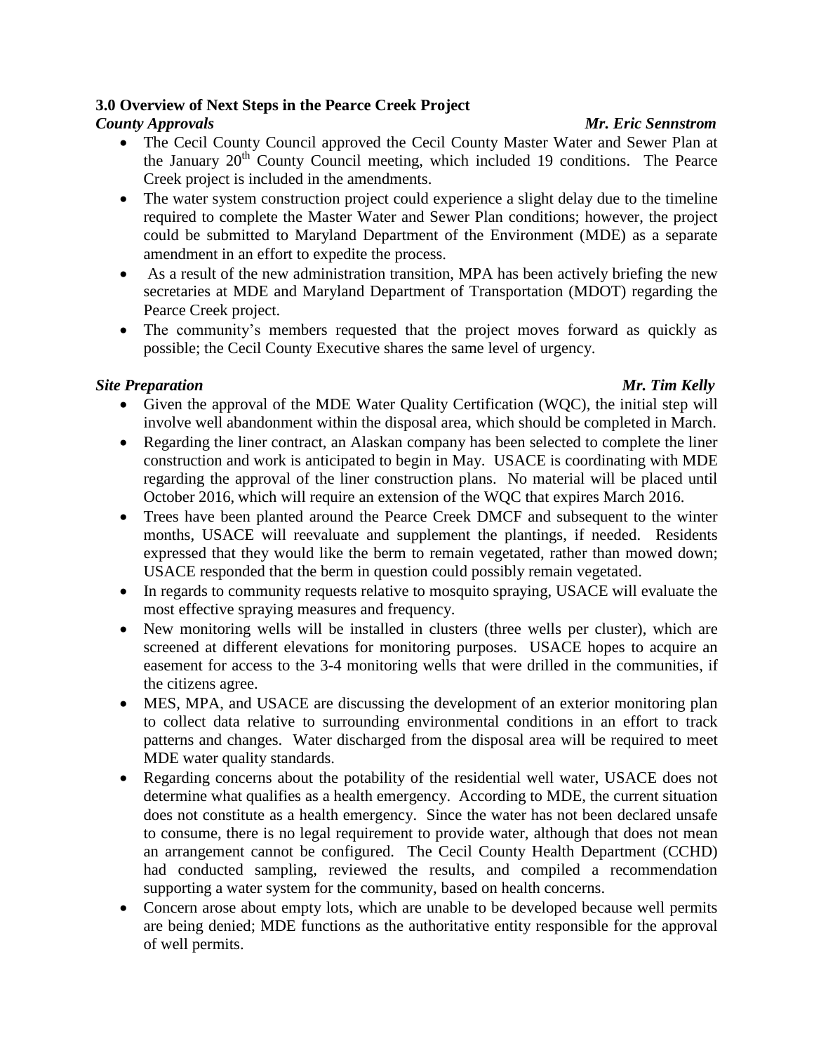### 3.0 Overview of Next Steps in the Pearce Creek Project

***County Approvals*** ***Mr. Eric Sennstrom***

- The Cecil County Council approved the Cecil County Master Water and Sewer Plan at the January 20th County Council meeting, which included 19 conditions. The Pearce Creek project is included in the amendments.
- The water system construction project could experience a slight delay due to the timeline required to complete the Master Water and Sewer Plan conditions; however, the project could be submitted to Maryland Department of the Environment (MDE) as a separate amendment in an effort to expedite the process.
- As a result of the new administration transition, MPA has been actively briefing the new secretaries at MDE and Maryland Department of Transportation (MDOT) regarding the Pearce Creek project.
- The community's members requested that the project moves forward as quickly as possible; the Cecil County Executive shares the same level of urgency.

***Site Preparation*** ***Mr. Tim Kelly***

- Given the approval of the MDE Water Quality Certification (WQC), the initial step will involve well abandonment within the disposal area, which should be completed in March.
- Regarding the liner contract, an Alaskan company has been selected to complete the liner construction and work is anticipated to begin in May. USACE is coordinating with MDE regarding the approval of the liner construction plans. No material will be placed until October 2016, which will require an extension of the WQC that expires March 2016.
- Trees have been planted around the Pearce Creek DMCF and subsequent to the winter months, USACE will reevaluate and supplement the plantings, if needed. Residents expressed that they would like the berm to remain vegetated, rather than mowed down; USACE responded that the berm in question could possibly remain vegetated.
- In regards to community requests relative to mosquito spraying, USACE will evaluate the most effective spraying measures and frequency.
- New monitoring wells will be installed in clusters (three wells per cluster), which are screened at different elevations for monitoring purposes. USACE hopes to acquire an easement for access to the 3-4 monitoring wells that were drilled in the communities, if the citizens agree.
- MES, MPA, and USACE are discussing the development of an exterior monitoring plan to collect data relative to surrounding environmental conditions in an effort to track patterns and changes. Water discharged from the disposal area will be required to meet MDE water quality standards.
- Regarding concerns about the potability of the residential well water, USACE does not determine what qualifies as a health emergency. According to MDE, the current situation does not constitute as a health emergency. Since the water has not been declared unsafe to consume, there is no legal requirement to provide water, although that does not mean an arrangement cannot be configured. The Cecil County Health Department (CCHD) had conducted sampling, reviewed the results, and compiled a recommendation supporting a water system for the community, based on health concerns.
- Concern arose about empty lots, which are unable to be developed because well permits are being denied; MDE functions as the authoritative entity responsible for the approval of well permits.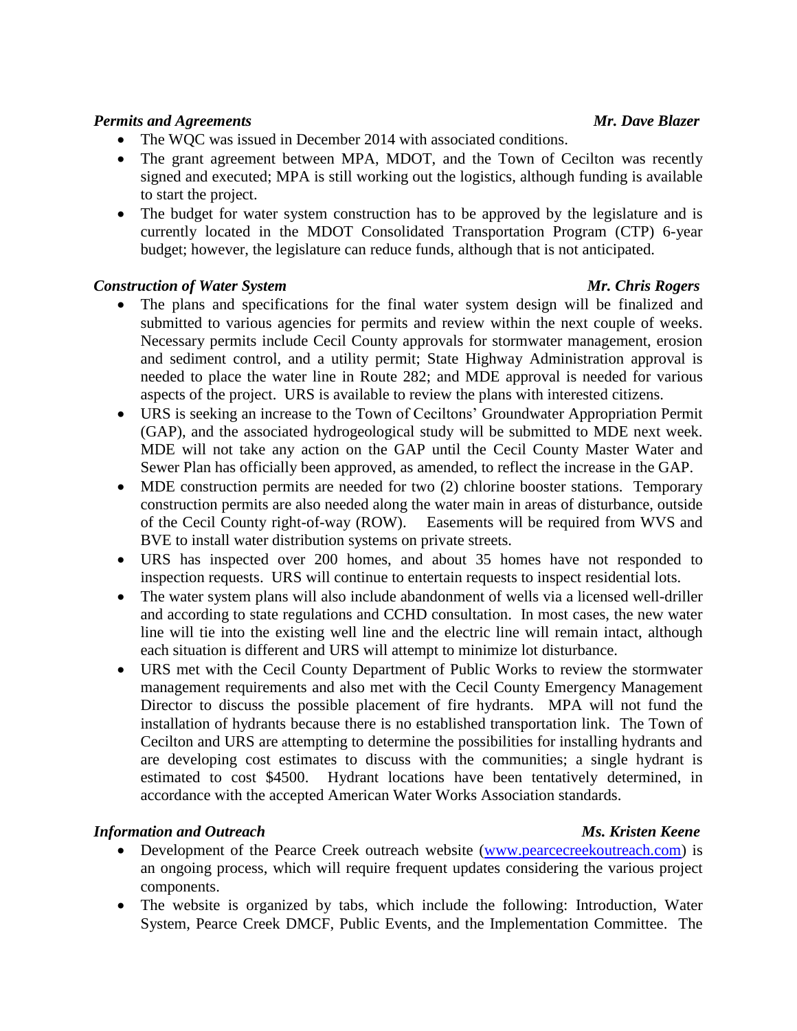***Permits and Agreements*** ***Mr. Dave Blazer***

- The WQC was issued in December 2014 with associated conditions.
- The grant agreement between MPA, MDOT, and the Town of Cecilton was recently signed and executed; MPA is still working out the logistics, although funding is available to start the project.
- The budget for water system construction has to be approved by the legislature and is currently located in the MDOT Consolidated Transportation Program (CTP) 6-year budget; however, the legislature can reduce funds, although that is not anticipated.

***Construction of Water System*** ***Mr. Chris Rogers***

- The plans and specifications for the final water system design will be finalized and submitted to various agencies for permits and review within the next couple of weeks. Necessary permits include Cecil County approvals for stormwater management, erosion and sediment control, and a utility permit; State Highway Administration approval is needed to place the water line in Route 282; and MDE approval is needed for various aspects of the project. URS is available to review the plans with interested citizens.
- URS is seeking an increase to the Town of Ceciltons' Groundwater Appropriation Permit (GAP), and the associated hydrogeological study will be submitted to MDE next week. MDE will not take any action on the GAP until the Cecil County Master Water and Sewer Plan has officially been approved, as amended, to reflect the increase in the GAP.
- MDE construction permits are needed for two (2) chlorine booster stations. Temporary construction permits are also needed along the water main in areas of disturbance, outside of the Cecil County right-of-way (ROW). Easements will be required from WVS and BVE to install water distribution systems on private streets.
- URS has inspected over 200 homes, and about 35 homes have not responded to inspection requests. URS will continue to entertain requests to inspect residential lots.
- The water system plans will also include abandonment of wells via a licensed well-driller and according to state regulations and CCHD consultation. In most cases, the new water line will tie into the existing well line and the electric line will remain intact, although each situation is different and URS will attempt to minimize lot disturbance.
- URS met with the Cecil County Department of Public Works to review the stormwater management requirements and also met with the Cecil County Emergency Management Director to discuss the possible placement of fire hydrants. MPA will not fund the installation of hydrants because there is no established transportation link. The Town of Cecilton and URS are attempting to determine the possibilities for installing hydrants and are developing cost estimates to discuss with the communities; a single hydrant is estimated to cost $4500. Hydrant locations have been tentatively determined, in accordance with the accepted American Water Works Association standards.

***Information and Outreach*** ***Ms. Kristen Keene***

- Development of the Pearce Creek outreach website (www.pearcecreekoutreach.com) is an ongoing process, which will require frequent updates considering the various project components.
- The website is organized by tabs, which include the following: Introduction, Water System, Pearce Creek DMCF, Public Events, and the Implementation Committee. The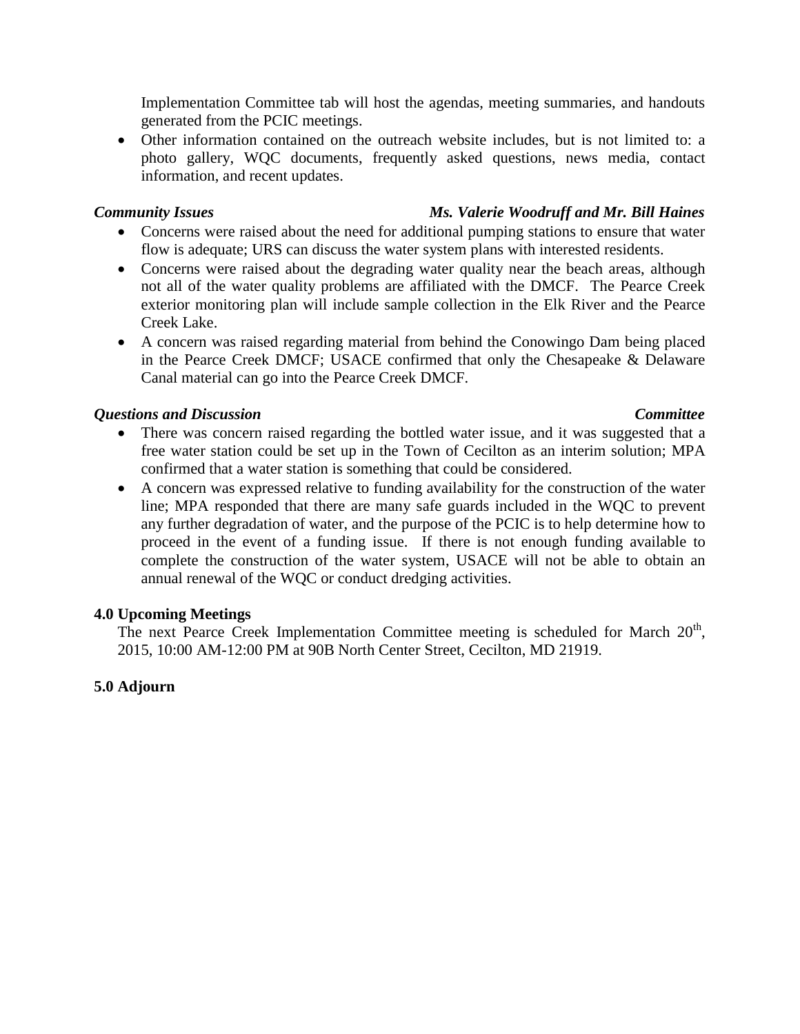Implementation Committee tab will host the agendas, meeting summaries, and handouts generated from the PCIC meetings.

- Other information contained on the outreach website includes, but is not limited to: a photo gallery, WQC documents, frequently asked questions, news media, contact information, and recent updates.

***Community Issues*** ***Ms. Valerie Woodruff and Mr. Bill Haines***

- Concerns were raised about the need for additional pumping stations to ensure that water flow is adequate; URS can discuss the water system plans with interested residents.
- Concerns were raised about the degrading water quality near the beach areas, although not all of the water quality problems are affiliated with the DMCF. The Pearce Creek exterior monitoring plan will include sample collection in the Elk River and the Pearce Creek Lake.
- A concern was raised regarding material from behind the Conowingo Dam being placed in the Pearce Creek DMCF; USACE confirmed that only the Chesapeake & Delaware Canal material can go into the Pearce Creek DMCF.

***Questions and Discussion*** ***Committee***

- There was concern raised regarding the bottled water issue, and it was suggested that a free water station could be set up in the Town of Cecilton as an interim solution; MPA confirmed that a water station is something that could be considered.
- A concern was expressed relative to funding availability for the construction of the water line; MPA responded that there are many safe guards included in the WQC to prevent any further degradation of water, and the purpose of the PCIC is to help determine how to proceed in the event of a funding issue. If there is not enough funding available to complete the construction of the water system, USACE will not be able to obtain an annual renewal of the WQC or conduct dredging activities.

**4.0 Upcoming Meetings**

The next Pearce Creek Implementation Committee meeting is scheduled for March 20th, 2015, 10:00 AM-12:00 PM at 90B North Center Street, Cecilton, MD 21919.

**5.0 Adjourn**